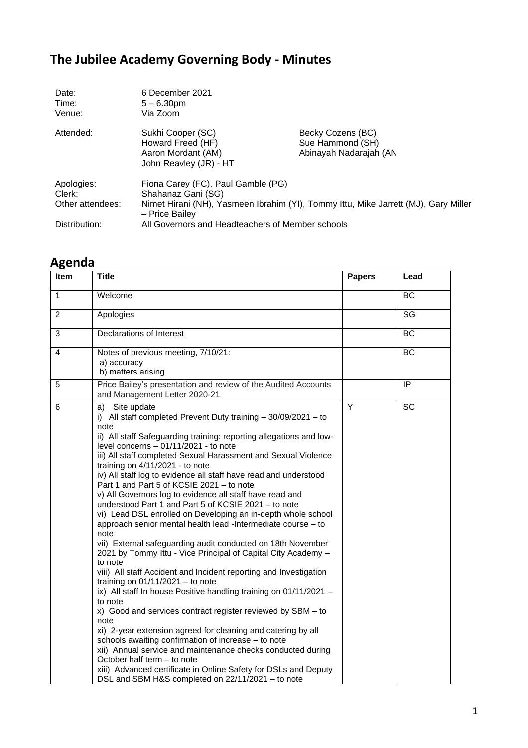# The Jubilee Academy Governing Body - Minutes

| | | |
|---|---|---|
| Date: | 6 December 2021 | |
| Time: | 5 – 6.30pm | |
| Venue: | Via Zoom | |
| Attended: | Sukhi Cooper (SC)<br>Howard Freed (HF)<br>Aaron Mordant (AM)<br>John Reavley (JR) - HT | Becky Cozens (BC)<br>Sue Hammond (SH)<br>Abinayah Nadarajah (AN |
| Apologies: | Fiona Carey (FC), Paul Gamble (PG) | |
| Clerk: | Shahanaz Gani (SG) | |
| Other attendees: | Nimet Hirani (NH), Yasmeen Ibrahim (YI), Tommy Ittu, Mike Jarrett (MJ), Gary Miller – Price Bailey | |
| Distribution: | All Governors and Headteachers of Member schools | |

## Agenda

| Item | Title | Papers | Lead |
|---|---|---|---|
| 1 | Welcome | | BC |
| 2 | Apologies | | SG |
| 3 | Declarations of Interest | | BC |
| 4 | Notes of previous meeting, 7/10/21:<br>a) accuracy<br>b) matters arising | | BC |
| 5 | Price Bailey's presentation and review of the Audited Accounts and Management Letter 2020-21 | | IP |
| 6 | a) Site update<br>i) All staff completed Prevent Duty training – 30/09/2021 – to note<br>ii) All staff Safeguarding training: reporting allegations and low-level concerns – 01/11/2021 - to note<br>iii) All staff completed Sexual Harassment and Sexual Violence training on 4/11/2021 - to note<br>iv) All staff log to evidence all staff have read and understood Part 1 and Part 5 of KCSIE 2021 – to note<br>v) All Governors log to evidence all staff have read and understood Part 1 and Part 5 of KCSIE 2021 – to note<br>vi) Lead DSL enrolled on Developing an in-depth whole school approach senior mental health lead -Intermediate course – to note<br>vii) External safeguarding audit conducted on 18th November 2021 by Tommy Ittu - Vice Principal of Capital City Academy – to note<br>viii) All staff Accident and Incident reporting and Investigation training on 01/11/2021 – to note<br>ix) All staff In house Positive handling training on 01/11/2021 – to note<br>x) Good and services contract register reviewed by SBM – to note<br>xi) 2-year extension agreed for cleaning and catering by all schools awaiting confirmation of increase – to note<br>xii) Annual service and maintenance checks conducted during October half term – to note<br>xiii) Advanced certificate in Online Safety for DSLs and Deputy DSL and SBM H&S completed on 22/11/2021 – to note | Y | SC |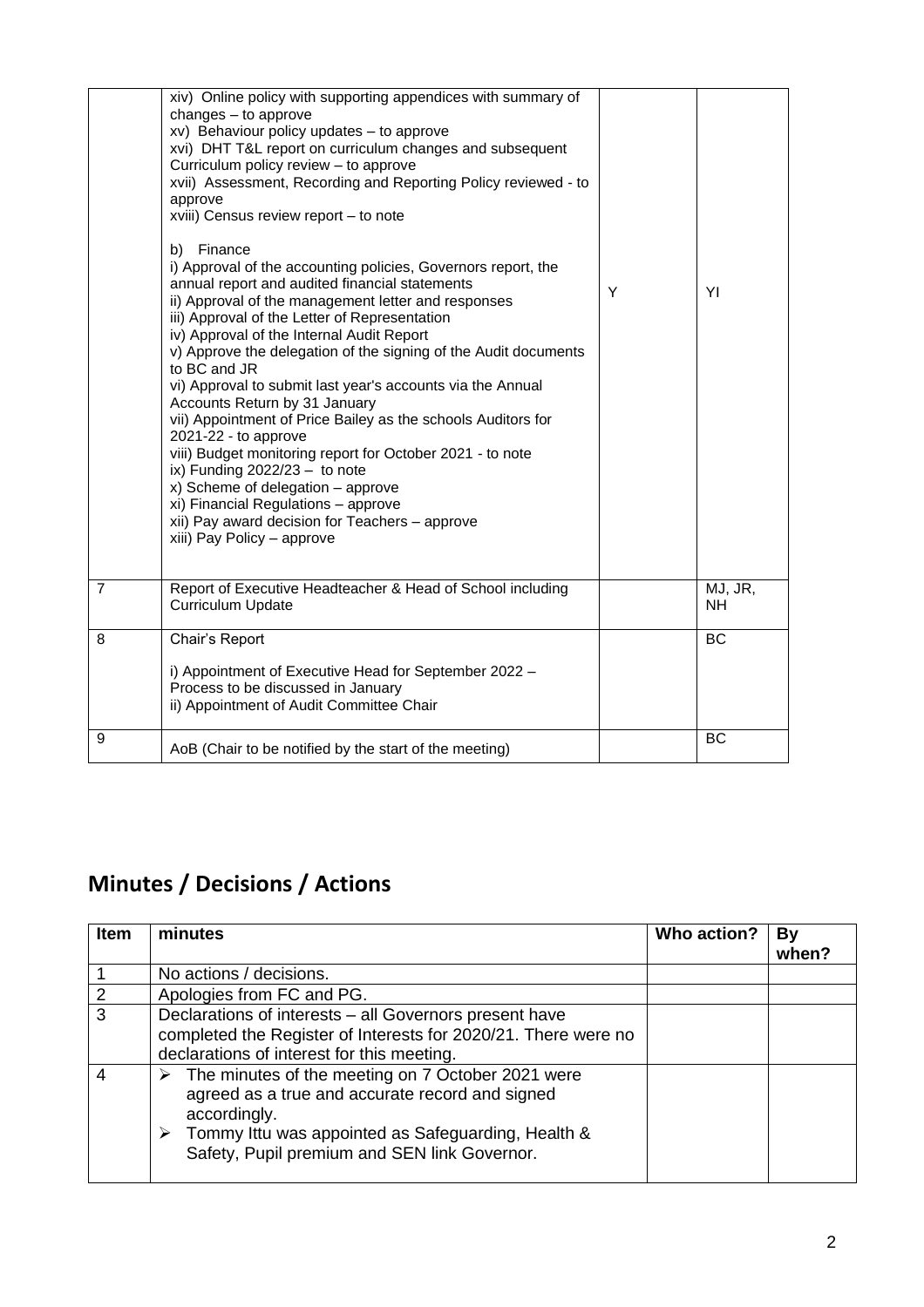| | | | |
|---|---|---|---|
| | xiv) Online policy with supporting appendices with summary of changes – to approve<br>xv) Behaviour policy updates – to approve<br>xvi) DHT T&L report on curriculum changes and subsequent Curriculum policy review – to approve<br>xvii) Assessment, Recording and Reporting Policy reviewed - to approve<br>xviii) Census review report – to note<br><br>b) Finance<br>i) Approval of the accounting policies, Governors report, the annual report and audited financial statements<br>ii) Approval of the management letter and responses<br>iii) Approval of the Letter of Representation<br>iv) Approval of the Internal Audit Report<br>v) Approve the delegation of the signing of the Audit documents to BC and JR<br>vi) Approval to submit last year's accounts via the Annual Accounts Return by 31 January<br>vii) Appointment of Price Bailey as the schools Auditors for 2021-22 - to approve<br>viii) Budget monitoring report for October 2021 - to note<br>ix) Funding 2022/23 – to note<br>x) Scheme of delegation – approve<br>xi) Financial Regulations – approve<br>xii) Pay award decision for Teachers – approve<br>xiii) Pay Policy – approve | Y | YI |
| 7 | Report of Executive Headteacher & Head of School including Curriculum Update | | MJ, JR, NH |
| 8 | Chair's Report<br><br>i) Appointment of Executive Head for September 2022 – Process to be discussed in January<br>ii) Appointment of Audit Committee Chair | | BC |
| 9 | AoB (Chair to be notified by the start of the meeting) | | BC |

## Minutes / Decisions / Actions

| Item | minutes | Who action? | By when? |
|---|---|---|---|
| 1 | No actions / decisions. | | |
| 2 | Apologies from FC and PG. | | |
| 3 | Declarations of interests – all Governors present have completed the Register of Interests for 2020/21. There were no declarations of interest for this meeting. | | |
| 4 | ➢ The minutes of the meeting on 7 October 2021 were agreed as a true and accurate record and signed accordingly.<br>➢ Tommy Ittu was appointed as Safeguarding, Health & Safety, Pupil premium and SEN link Governor. | | |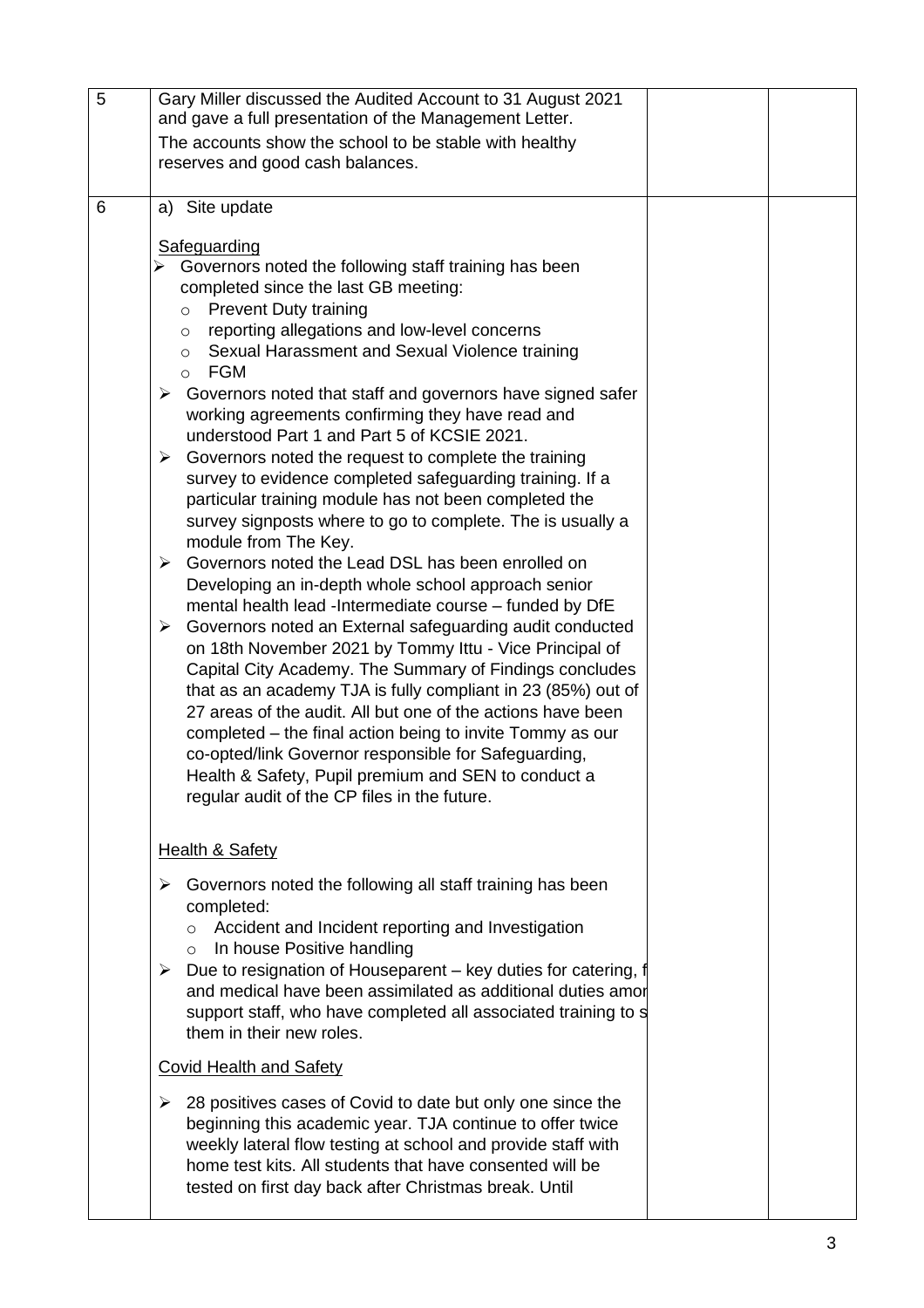| 5 | Gary Miller discussed the Audited Account to 31 August 2021 and gave a full presentation of the Management Letter.<br>The accounts show the school to be stable with healthy reserves and good cash balances. | | |
|---|---|---|---|
| 6 | a) Site update<br><br><u>Safeguarding</u><br>➢ Governors noted the following staff training has been completed since the last GB meeting:<br>&nbsp;&nbsp;&nbsp;o Prevent Duty training<br>&nbsp;&nbsp;&nbsp;o reporting allegations and low-level concerns<br>&nbsp;&nbsp;&nbsp;o Sexual Harassment and Sexual Violence training<br>&nbsp;&nbsp;&nbsp;o FGM<br>➢ Governors noted that staff and governors have signed safer working agreements confirming they have read and understood Part 1 and Part 5 of KCSIE 2021.<br>➢ Governors noted the request to complete the training survey to evidence completed safeguarding training. If a particular training module has not been completed the survey signposts where to go to complete. The is usually a module from The Key.<br>➢ Governors noted the Lead DSL has been enrolled on Developing an in-depth whole school approach senior mental health lead -Intermediate course – funded by DfE<br>➢ Governors noted an External safeguarding audit conducted on 18th November 2021 by Tommy Ittu - Vice Principal of Capital City Academy. The Summary of Findings concludes that as an academy TJA is fully compliant in 23 (85%) out of 27 areas of the audit. All but one of the actions have been completed – the final action being to invite Tommy as our co-opted/link Governor responsible for Safeguarding, Health & Safety, Pupil premium and SEN to conduct a regular audit of the CP files in the future.<br><br><u>Health & Safety</u><br>➢ Governors noted the following all staff training has been completed:<br>&nbsp;&nbsp;&nbsp;o Accident and Incident reporting and Investigation<br>&nbsp;&nbsp;&nbsp;o In house Positive handling<br>➢ Due to resignation of Houseparent – key duties for catering, f and medical have been assimilated as additional duties amor support staff, who have completed all associated training to s them in their new roles.<br><br><u>Covid Health and Safety</u><br>➢ 28 positives cases of Covid to date but only one since the beginning this academic year. TJA continue to offer twice weekly lateral flow testing at school and provide staff with home test kits. All students that have consented will be tested on first day back after Christmas break. Until | | |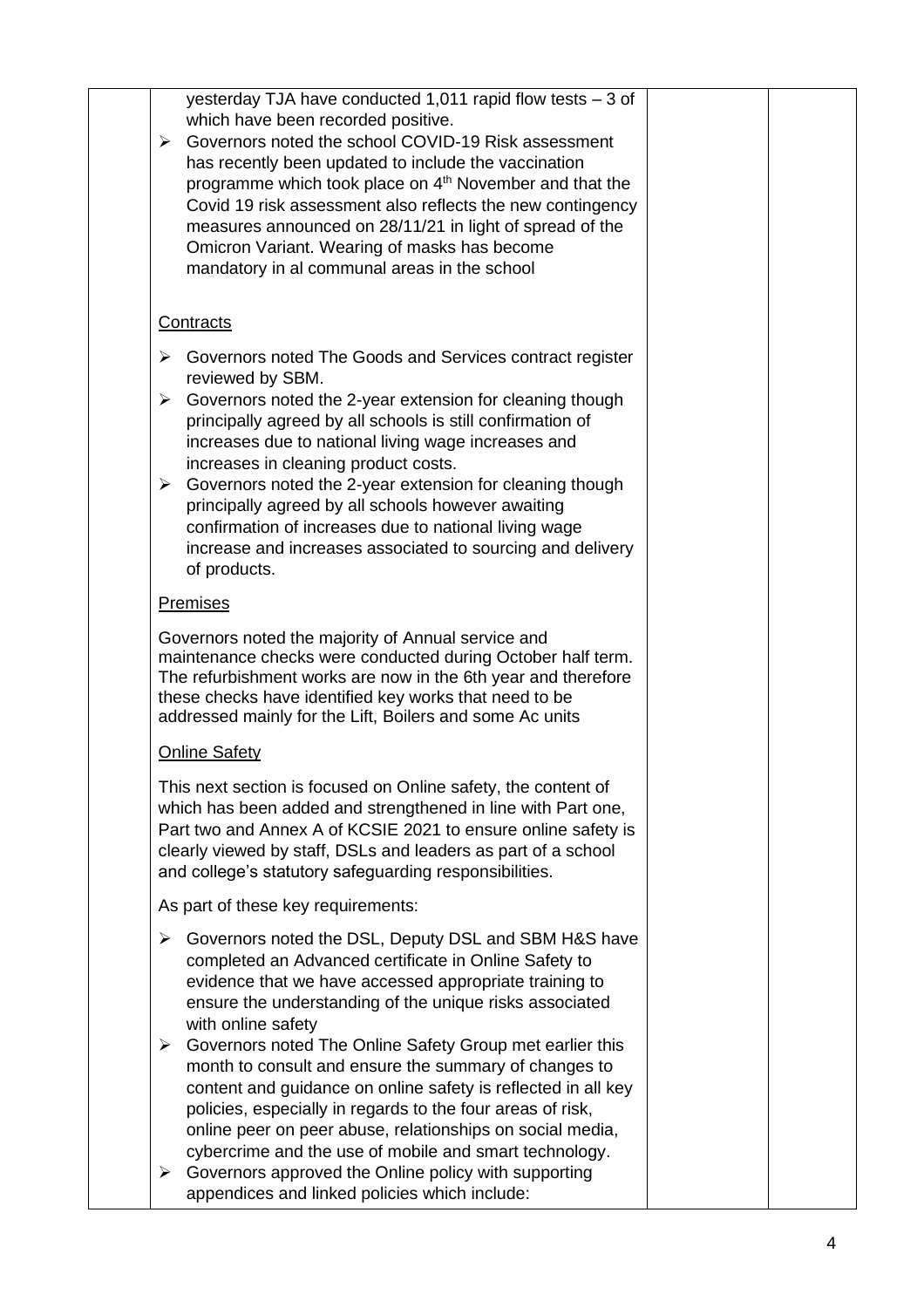yesterday TJA have conducted 1,011 rapid flow tests – 3 of which have been recorded positive.

- Governors noted the school COVID-19 Risk assessment has recently been updated to include the vaccination programme which took place on 4th November and that the Covid 19 risk assessment also reflects the new contingency measures announced on 28/11/21 in light of spread of the Omicron Variant. Wearing of masks has become mandatory in al communal areas in the school

Contracts

- Governors noted The Goods and Services contract register reviewed by SBM.
- Governors noted the 2-year extension for cleaning though principally agreed by all schools is still confirmation of increases due to national living wage increases and increases in cleaning product costs.
- Governors noted the 2-year extension for cleaning though principally agreed by all schools however awaiting confirmation of increases due to national living wage increase and increases associated to sourcing and delivery of products.

Premises

Governors noted the majority of Annual service and maintenance checks were conducted during October half term. The refurbishment works are now in the 6th year and therefore these checks have identified key works that need to be addressed mainly for the Lift, Boilers and some Ac units

Online Safety

This next section is focused on Online safety, the content of which has been added and strengthened in line with Part one, Part two and Annex A of KCSIE 2021 to ensure online safety is clearly viewed by staff, DSLs and leaders as part of a school and college's statutory safeguarding responsibilities.

As part of these key requirements:

- Governors noted the DSL, Deputy DSL and SBM H&S have completed an Advanced certificate in Online Safety to evidence that we have accessed appropriate training to ensure the understanding of the unique risks associated with online safety
- Governors noted The Online Safety Group met earlier this month to consult and ensure the summary of changes to content and guidance on online safety is reflected in all key policies, especially in regards to the four areas of risk, online peer on peer abuse, relationships on social media, cybercrime and the use of mobile and smart technology.
- Governors approved the Online policy with supporting appendices and linked policies which include: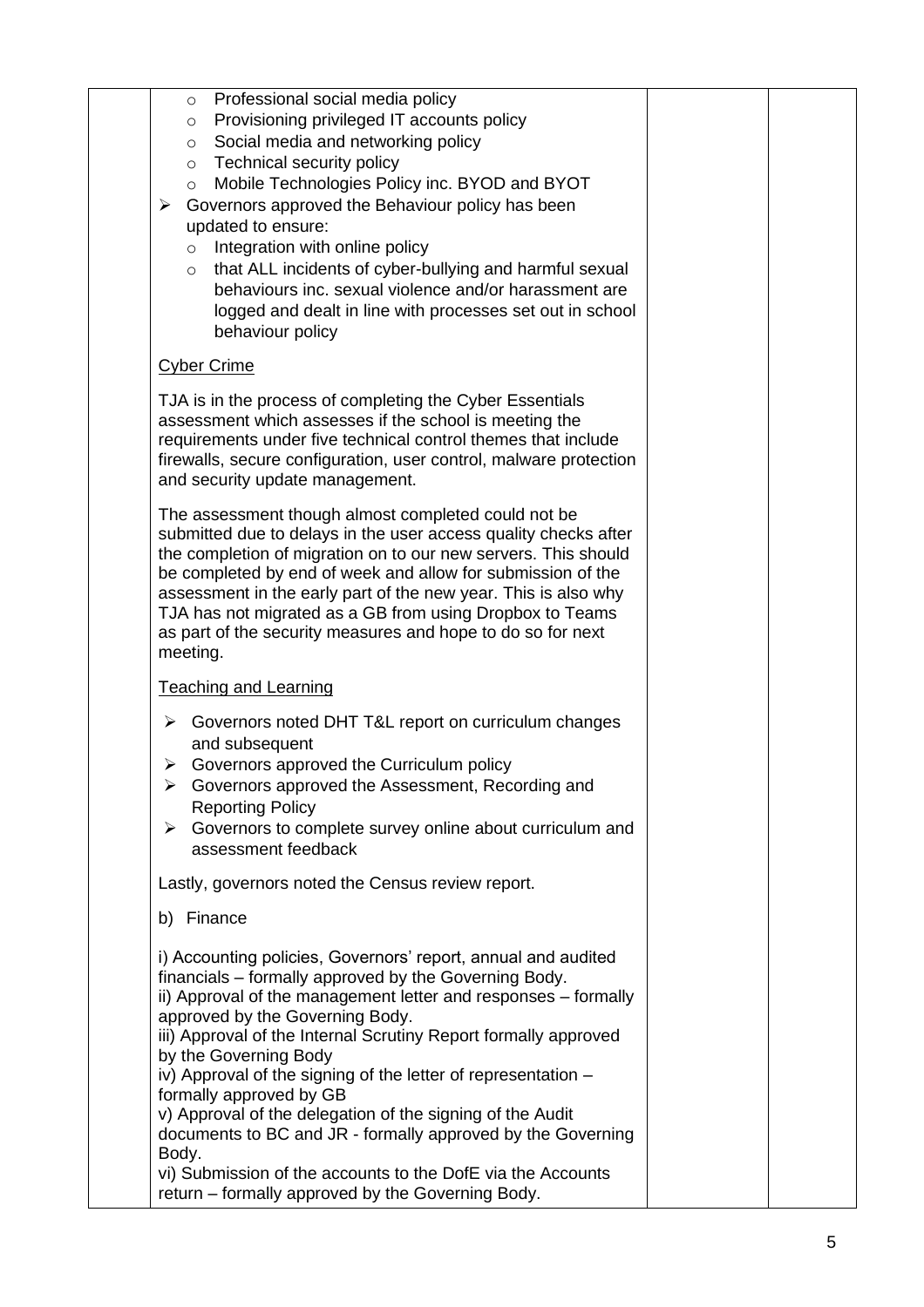- Professional social media policy
- Provisioning privileged IT accounts policy
- Social media and networking policy
- Technical security policy
- Mobile Technologies Policy inc. BYOD and BYOT

- Governors approved the Behaviour policy has been updated to ensure:
  - Integration with online policy
  - that ALL incidents of cyber-bullying and harmful sexual behaviours inc. sexual violence and/or harassment are logged and dealt in line with processes set out in school behaviour policy

<u>Cyber Crime</u>

TJA is in the process of completing the Cyber Essentials assessment which assesses if the school is meeting the requirements under five technical control themes that include firewalls, secure configuration, user control, malware protection and security update management.

The assessment though almost completed could not be submitted due to delays in the user access quality checks after the completion of migration on to our new servers. This should be completed by end of week and allow for submission of the assessment in the early part of the new year. This is also why TJA has not migrated as a GB from using Dropbox to Teams as part of the security measures and hope to do so for next meeting.

<u>Teaching and Learning</u>

- Governors noted DHT T&L report on curriculum changes and subsequent
- Governors approved the Curriculum policy
- Governors approved the Assessment, Recording and Reporting Policy
- Governors to complete survey online about curriculum and assessment feedback

Lastly, governors noted the Census review report.

b) Finance

i) Accounting policies, Governors' report, annual and audited financials – formally approved by the Governing Body.
ii) Approval of the management letter and responses – formally approved by the Governing Body.
iii) Approval of the Internal Scrutiny Report formally approved by the Governing Body
iv) Approval of the signing of the letter of representation – formally approved by GB
v) Approval of the delegation of the signing of the Audit documents to BC and JR - formally approved by the Governing Body.
vi) Submission of the accounts to the DofE via the Accounts return – formally approved by the Governing Body.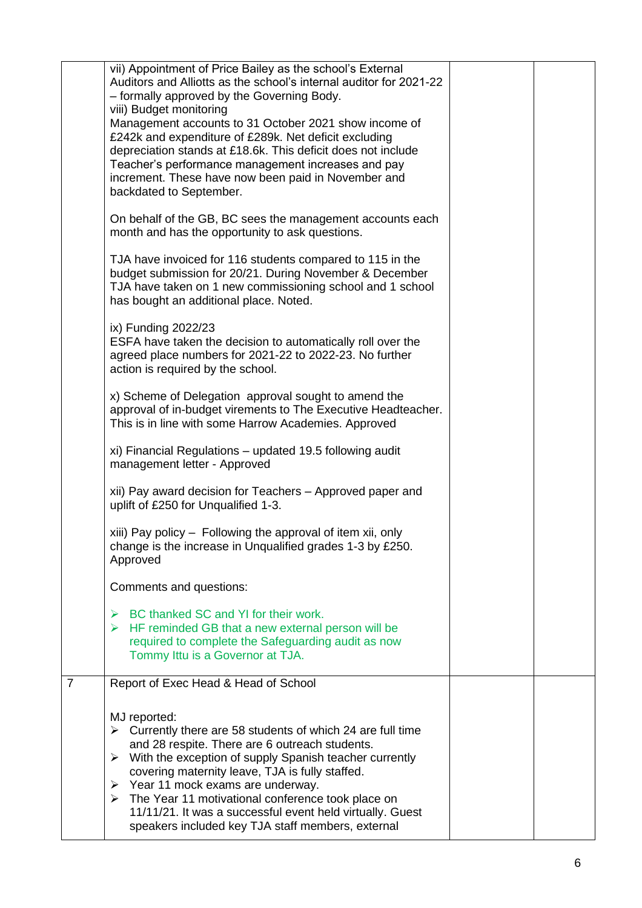| | | | |
|---|---|---|---|
| | vii) Appointment of Price Bailey as the school's External Auditors and Alliotts as the school's internal auditor for 2021-22 – formally approved by the Governing Body.<br>viii) Budget monitoring<br>Management accounts to 31 October 2021 show income of £242k and expenditure of £289k. Net deficit excluding depreciation stands at £18.6k. This deficit does not include Teacher's performance management increases and pay increment. These have now been paid in November and backdated to September.<br><br>On behalf of the GB, BC sees the management accounts each month and has the opportunity to ask questions.<br><br>TJA have invoiced for 116 students compared to 115 in the budget submission for 20/21. During November & December TJA have taken on 1 new commissioning school and 1 school has bought an additional place. Noted.<br><br>ix) Funding 2022/23<br>ESFA have taken the decision to automatically roll over the agreed place numbers for 2021-22 to 2022-23. No further action is required by the school.<br><br>x) Scheme of Delegation approval sought to amend the approval of in-budget virements to The Executive Headteacher. This is in line with some Harrow Academies. Approved<br><br>xi) Financial Regulations – updated 19.5 following audit management letter - Approved<br><br>xii) Pay award decision for Teachers – Approved paper and uplift of £250 for Unqualified 1-3.<br><br>xiii) Pay policy – Following the approval of item xii, only change is the increase in Unqualified grades 1-3 by £250. Approved<br><br>Comments and questions:<br><br>➢ BC thanked SC and YI for their work.<br>➢ HF reminded GB that a new external person will be required to complete the Safeguarding audit as now Tommy Ittu is a Governor at TJA. | | |
| 7 | Report of Exec Head & Head of School<br><br>MJ reported:<br>➢ Currently there are 58 students of which 24 are full time and 28 respite. There are 6 outreach students.<br>➢ With the exception of supply Spanish teacher currently covering maternity leave, TJA is fully staffed.<br>➢ Year 11 mock exams are underway.<br>➢ The Year 11 motivational conference took place on 11/11/21. It was a successful event held virtually. Guest speakers included key TJA staff members, external | | |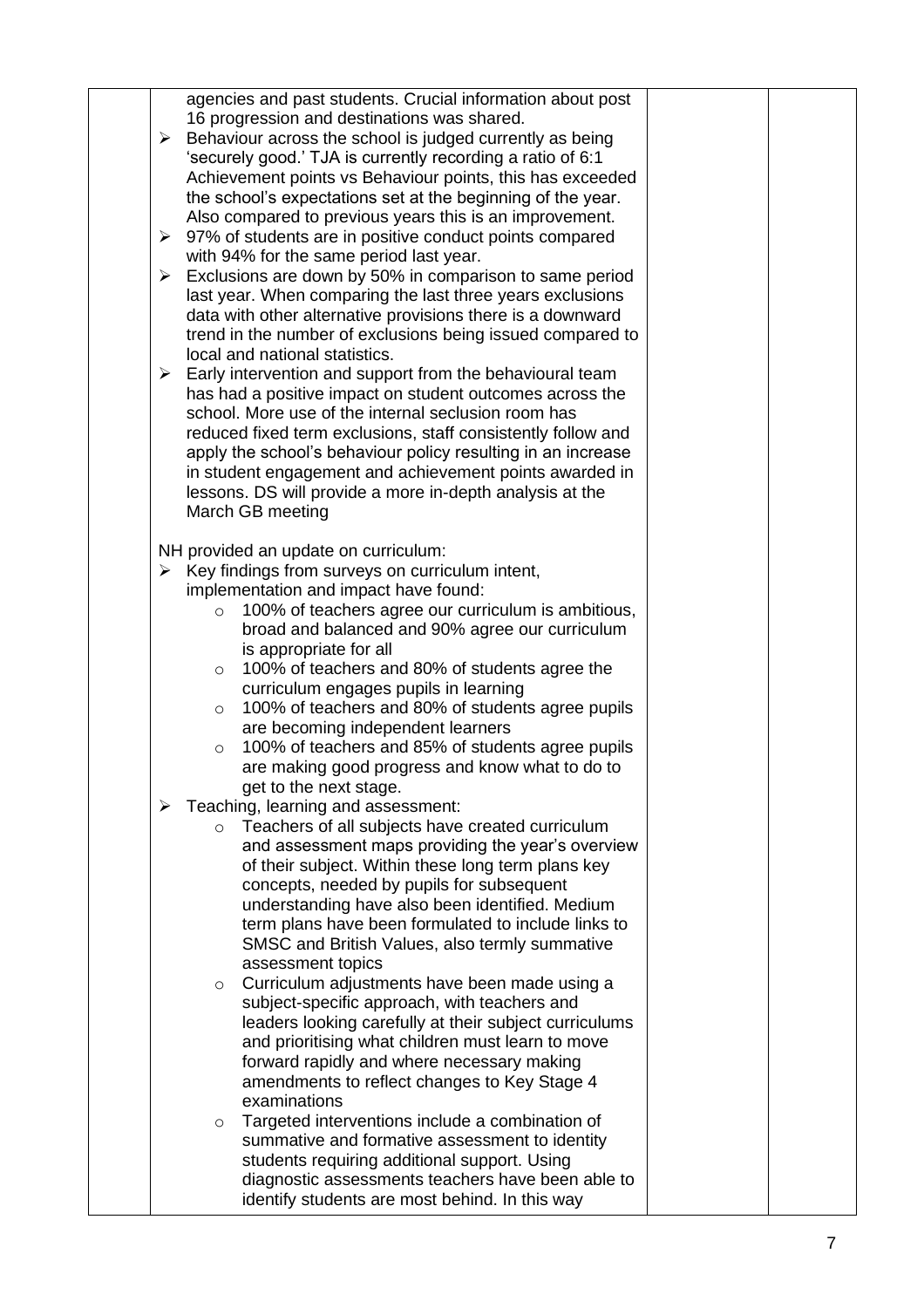| | | | |
|---|---|---|---|
| | agencies and past students. Crucial information about post 16 progression and destinations was shared.<br>➢ Behaviour across the school is judged currently as being 'securely good.' TJA is currently recording a ratio of 6:1 Achievement points vs Behaviour points, this has exceeded the school's expectations set at the beginning of the year. Also compared to previous years this is an improvement.<br>➢ 97% of students are in positive conduct points compared with 94% for the same period last year.<br>➢ Exclusions are down by 50% in comparison to same period last year. When comparing the last three years exclusions data with other alternative provisions there is a downward trend in the number of exclusions being issued compared to local and national statistics.<br>➢ Early intervention and support from the behavioural team has had a positive impact on student outcomes across the school. More use of the internal seclusion room has reduced fixed term exclusions, staff consistently follow and apply the school's behaviour policy resulting in an increase in student engagement and achievement points awarded in lessons. DS will provide a more in-depth analysis at the March GB meeting<br><br>NH provided an update on curriculum:<br>➢ Key findings from surveys on curriculum intent, implementation and impact have found:<br>&nbsp;&nbsp;&nbsp;&nbsp;○ 100% of teachers agree our curriculum is ambitious, broad and balanced and 90% agree our curriculum is appropriate for all<br>&nbsp;&nbsp;&nbsp;&nbsp;○ 100% of teachers and 80% of students agree the curriculum engages pupils in learning<br>&nbsp;&nbsp;&nbsp;&nbsp;○ 100% of teachers and 80% of students agree pupils are becoming independent learners<br>&nbsp;&nbsp;&nbsp;&nbsp;○ 100% of teachers and 85% of students agree pupils are making good progress and know what to do to get to the next stage.<br>➢ Teaching, learning and assessment:<br>&nbsp;&nbsp;&nbsp;&nbsp;○ Teachers of all subjects have created curriculum and assessment maps providing the year's overview of their subject. Within these long term plans key concepts, needed by pupils for subsequent understanding have also been identified. Medium term plans have been formulated to include links to SMSC and British Values, also termly summative assessment topics<br>&nbsp;&nbsp;&nbsp;&nbsp;○ Curriculum adjustments have been made using a subject-specific approach, with teachers and leaders looking carefully at their subject curriculums and prioritising what children must learn to move forward rapidly and where necessary making amendments to reflect changes to Key Stage 4 examinations<br>&nbsp;&nbsp;&nbsp;&nbsp;○ Targeted interventions include a combination of summative and formative assessment to identity students requiring additional support. Using diagnostic assessments teachers have been able to identify students are most behind. In this way | | |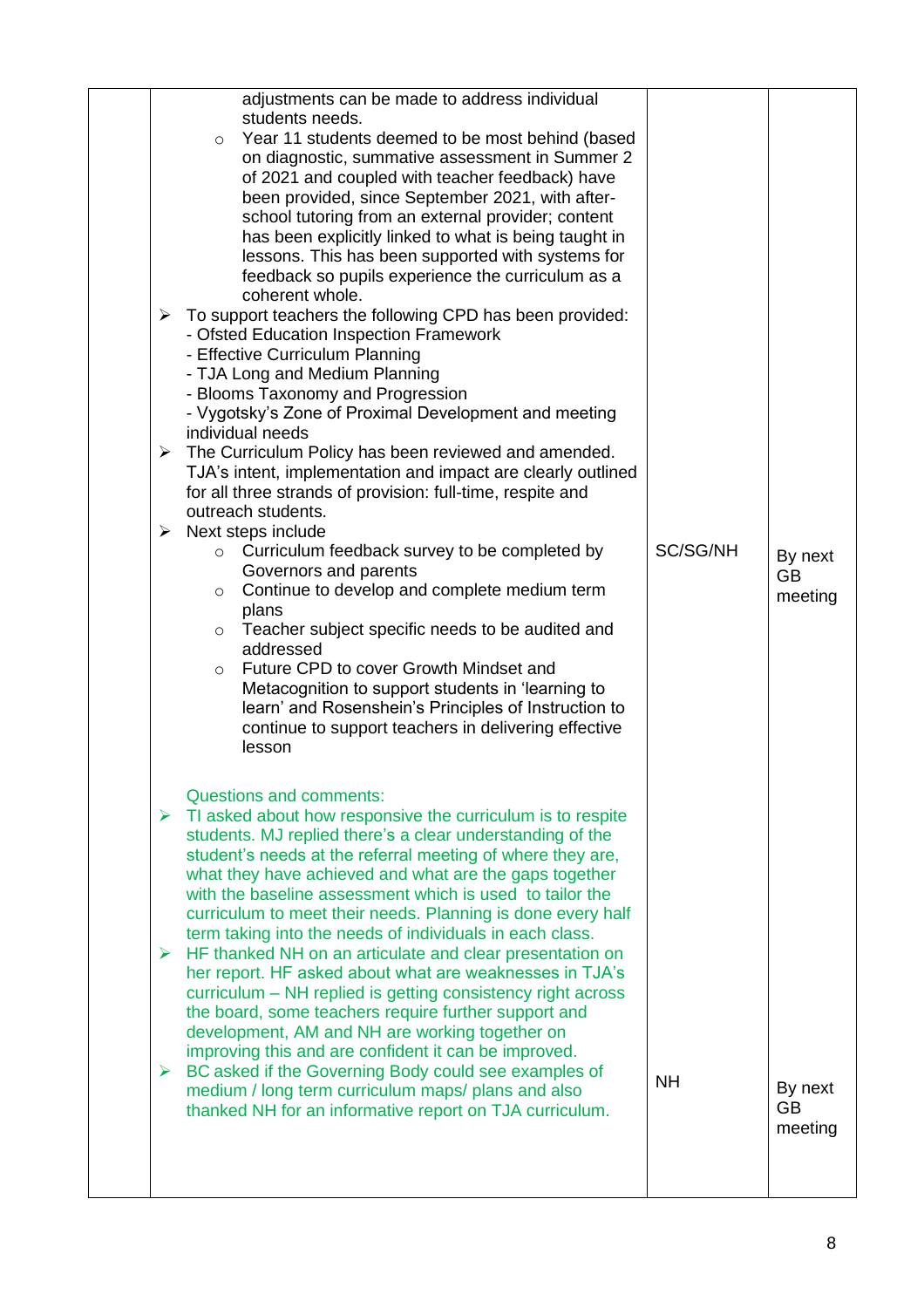| | | | |
|---|---|---|---|
| | adjustments can be made to address individual students needs.<br>◦ Year 11 students deemed to be most behind (based on diagnostic, summative assessment in Summer 2 of 2021 and coupled with teacher feedback) have been provided, since September 2021, with after-school tutoring from an external provider; content has been explicitly linked to what is being taught in lessons. This has been supported with systems for feedback so pupils experience the curriculum as a coherent whole.<br>➢ To support teachers the following CPD has been provided:<br>- Ofsted Education Inspection Framework<br>- Effective Curriculum Planning<br>- TJA Long and Medium Planning<br>- Blooms Taxonomy and Progression<br>- Vygotsky's Zone of Proximal Development and meeting individual needs<br>➢ The Curriculum Policy has been reviewed and amended. TJA's intent, implementation and impact are clearly outlined for all three strands of provision: full-time, respite and outreach students.<br>➢ Next steps include<br>◦ Curriculum feedback survey to be completed by Governors and parents<br>◦ Continue to develop and complete medium term plans<br>◦ Teacher subject specific needs to be audited and addressed<br>◦ Future CPD to cover Growth Mindset and Metacognition to support students in 'learning to learn' and Rosenshein's Principles of Instruction to continue to support teachers in delivering effective lesson | SC/SG/NH | By next GB meeting |
| | Questions and comments:<br>➢ TI asked about how responsive the curriculum is to respite students. MJ replied there's a clear understanding of the student's needs at the referral meeting of where they are, what they have achieved and what are the gaps together with the baseline assessment which is used to tailor the curriculum to meet their needs. Planning is done every half term taking into the needs of individuals in each class.<br>➢ HF thanked NH on an articulate and clear presentation on her report. HF asked about what are weaknesses in TJA's curriculum – NH replied is getting consistency right across the board, some teachers require further support and development, AM and NH are working together on improving this and are confident it can be improved.<br>➢ BC asked if the Governing Body could see examples of medium / long term curriculum maps/ plans and also thanked NH for an informative report on TJA curriculum. | NH | By next GB meeting |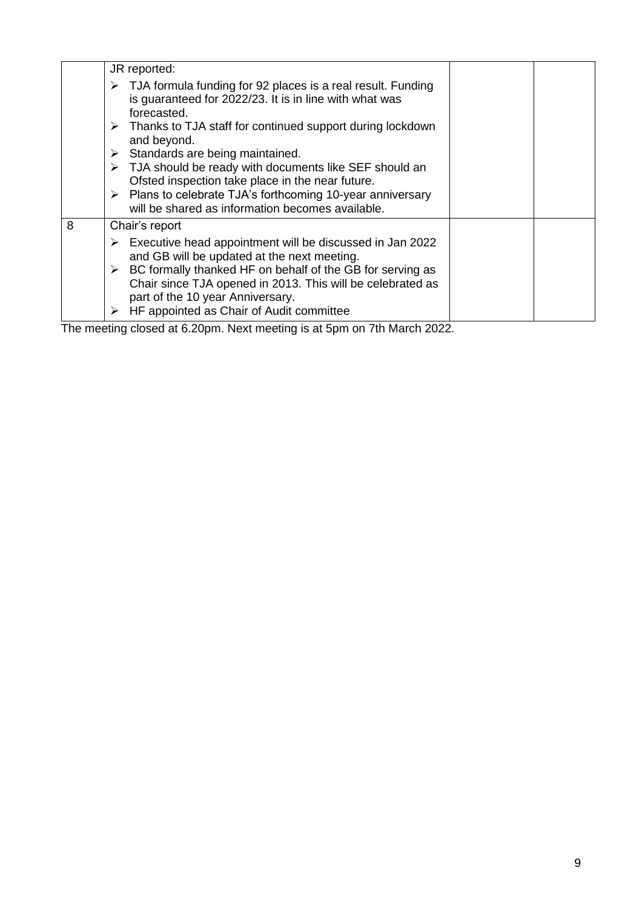| | | | |
|---|---|---|---|
| | JR reported:<br>➢ TJA formula funding for 92 places is a real result. Funding is guaranteed for 2022/23. It is in line with what was forecasted.<br>➢ Thanks to TJA staff for continued support during lockdown and beyond.<br>➢ Standards are being maintained.<br>➢ TJA should be ready with documents like SEF should an Ofsted inspection take place in the near future.<br>➢ Plans to celebrate TJA's forthcoming 10-year anniversary will be shared as information becomes available. | | |
| 8 | Chair's report<br>➢ Executive head appointment will be discussed in Jan 2022 and GB will be updated at the next meeting.<br>➢ BC formally thanked HF on behalf of the GB for serving as Chair since TJA opened in 2013. This will be celebrated as part of the 10 year Anniversary.<br>➢ HF appointed as Chair of Audit committee | | |

The meeting closed at 6.20pm. Next meeting is at 5pm on 7th March 2022.